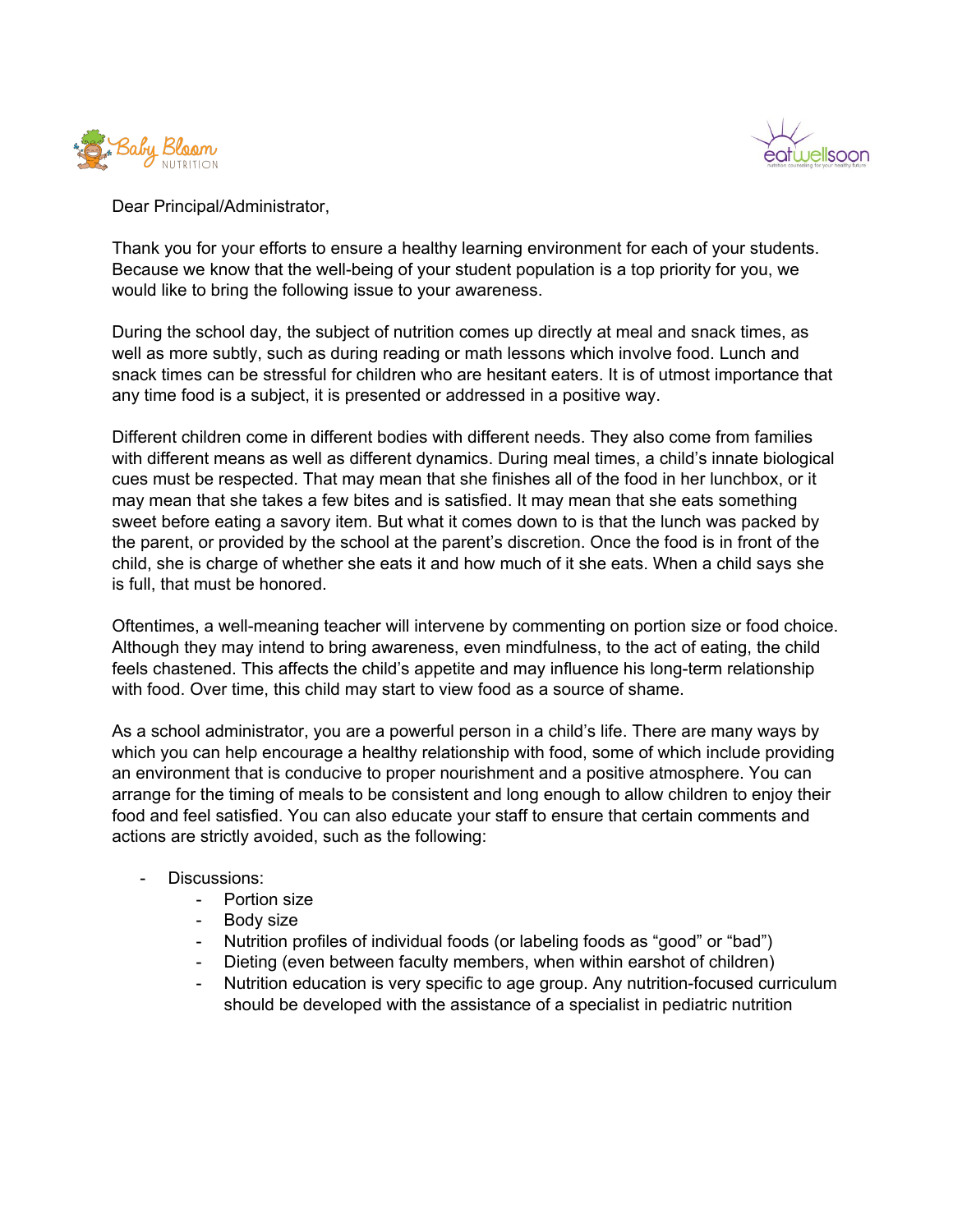Dear Principal/Administrator,

Thank you for your efforts to ensure a healthy learning environment for each of your students. Because we know that the well-being of your student population is a top priority for you, we would like to bring the following issue to your awareness.

During the school day, the subject of nutrition comes up directly at meal and snack times, as well as more subtly, such as during reading or math lessons which involve food. Lunch and snack times can be stressful for children who are hesitant eaters. It is of utmost importance that any time food is a subject, it is presented or addressed in a positive way.

Different children come in different bodies with different needs. They also come from families with different means as well as different dynamics. During meal times, a child's innate biological cues must be respected. That may mean that she finishes all of the food in her lunchbox, or it may mean that she takes a few bites and is satisfied. It may mean that she eats something sweet before eating a savory item. But what it comes down to is that the lunch was packed by the parent, or provided by the school at the parent's discretion. Once the food is in front of the child, she is charge of whether she eats it and how much of it she eats. When a child says she is full, that must be honored.

Oftentimes, a well-meaning teacher will intervene by commenting on portion size or food choice. Although they may intend to bring awareness, even mindfulness, to the act of eating, the child feels chastened. This affects the child's appetite and may influence his long-term relationship with food. Over time, this child may start to view food as a source of shame.

As a school administrator, you are a powerful person in a child's life. There are many ways by which you can help encourage a healthy relationship with food, some of which include providing an environment that is conducive to proper nourishment and a positive atmosphere. You can arrange for the timing of meals to be consistent and long enough to allow children to enjoy their food and feel satisfied. You can also educate your staff to ensure that certain comments and actions are strictly avoided, such as the following:

- Discussions:
    - Portion size
    - Body size
    - Nutrition profiles of individual foods (or labeling foods as "good" or "bad")
    - Dieting (even between faculty members, when within earshot of children)
    - Nutrition education is very specific to age group. Any nutrition-focused curriculum should be developed with the assistance of a specialist in pediatric nutrition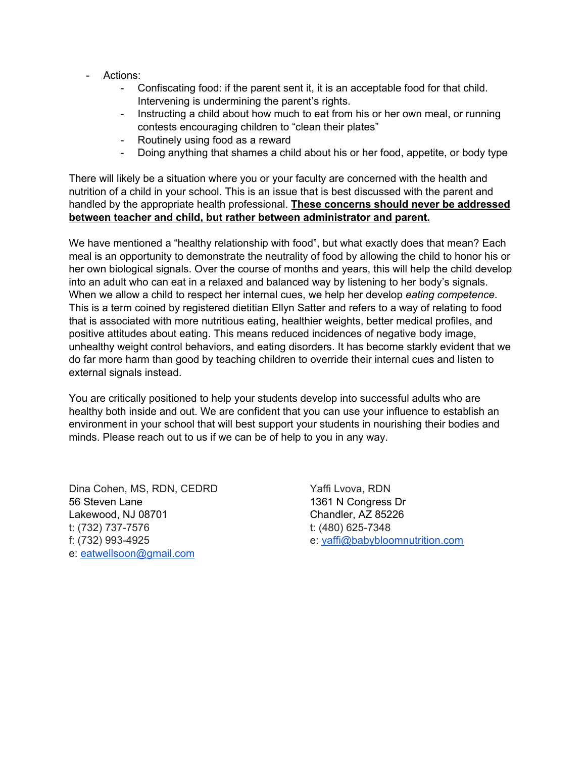- Actions:
  - Confiscating food: if the parent sent it, it is an acceptable food for that child. Intervening is undermining the parent's rights.
  - Instructing a child about how much to eat from his or her own meal, or running contests encouraging children to "clean their plates"
  - Routinely using food as a reward
  - Doing anything that shames a child about his or her food, appetite, or body type

There will likely be a situation where you or your faculty are concerned with the health and nutrition of a child in your school. This is an issue that is best discussed with the parent and handled by the appropriate health professional. **<u>These concerns should never be addressed between teacher and child, but rather between administrator and parent.</u>**

We have mentioned a "healthy relationship with food", but what exactly does that mean? Each meal is an opportunity to demonstrate the neutrality of food by allowing the child to honor his or her own biological signals. Over the course of months and years, this will help the child develop into an adult who can eat in a relaxed and balanced way by listening to her body's signals. When we allow a child to respect her internal cues, we help her develop *eating competence*. This is a term coined by registered dietitian Ellyn Satter and refers to a way of relating to food that is associated with more nutritious eating, healthier weights, better medical profiles, and positive attitudes about eating. This means reduced incidences of negative body image, unhealthy weight control behaviors, and eating disorders. It has become starkly evident that we do far more harm than good by teaching children to override their internal cues and listen to external signals instead.

You are critically positioned to help your students develop into successful adults who are healthy both inside and out. We are confident that you can use your influence to establish an environment in your school that will best support your students in nourishing their bodies and minds. Please reach out to us if we can be of help to you in any way.

Dina Cohen, MS, RDN, CEDRD
56 Steven Lane
Lakewood, NJ 08701
t: (732) 737-7576
f: (732) 993-4925
e: eatwellsoon@gmail.com

Yaffi Lvova, RDN
1361 N Congress Dr
Chandler, AZ 85226
t: (480) 625-7348
e: yaffi@babybloomnutrition.com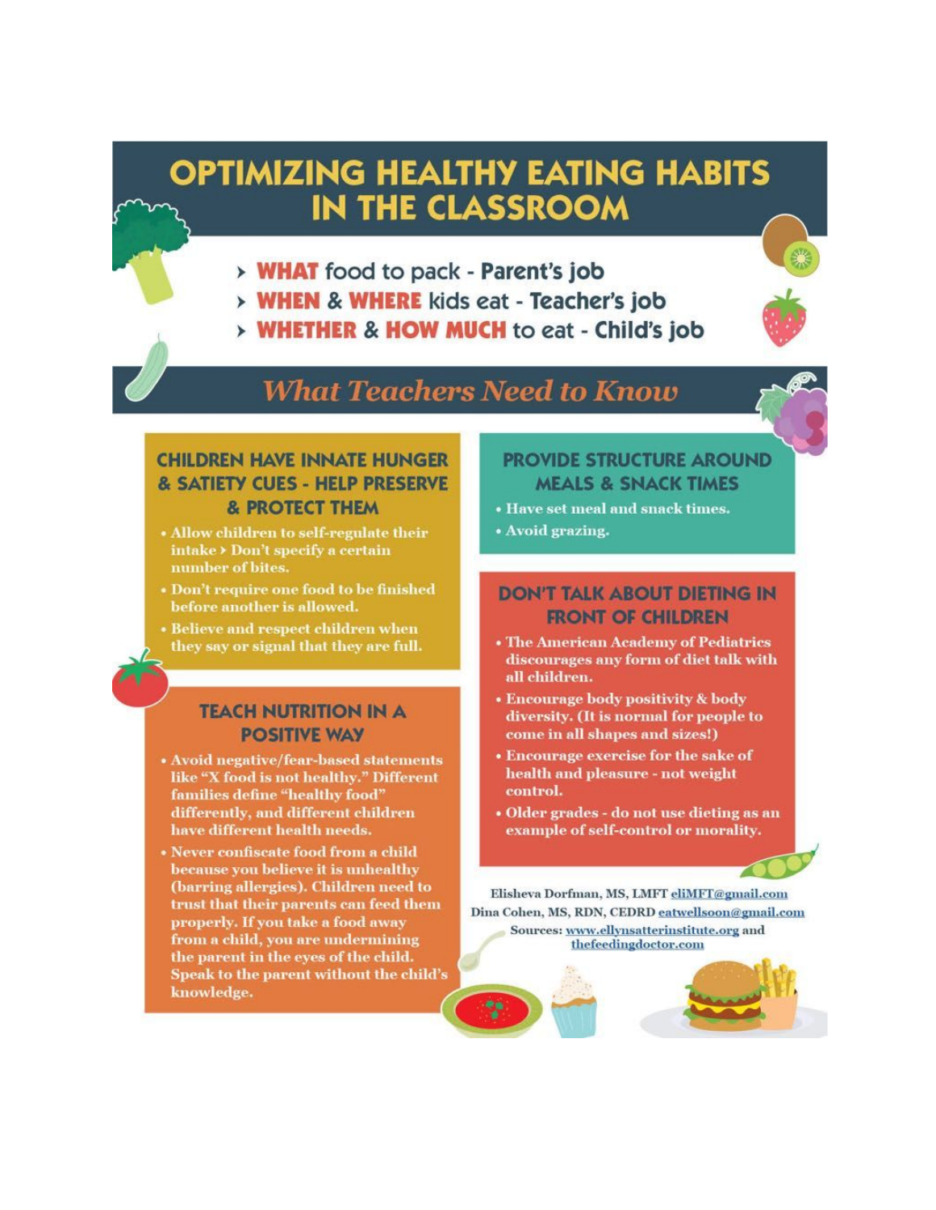# OPTIMIZING HEALTHY EATING HABITS IN THE CLASSROOM

- **WHAT** food to pack - **Parent's job**
- **WHEN** & **WHERE** kids eat - **Teacher's job**
- **WHETHER** & **HOW MUCH** to eat - **Child's job**

## *What Teachers Need to Know*

### CHILDREN HAVE INNATE HUNGER & SATIETY CUES - HELP PRESERVE & PROTECT THEM

- Allow children to self-regulate their intake › Don't specify a certain number of bites.
- Don't require one food to be finished before another is allowed.
- Believe and respect children when they say or signal that they are full.

### TEACH NUTRITION IN A POSITIVE WAY

- Avoid negative/fear-based statements like "X food is not healthy." Different families define "healthy food" differently, and different children have different health needs.
- Never confiscate food from a child because you believe it is unhealthy (barring allergies). Children need to trust that their parents can feed them properly. If you take a food away from a child, you are undermining the parent in the eyes of the child. Speak to the parent without the child's knowledge.

### PROVIDE STRUCTURE AROUND MEALS & SNACK TIMES

- Have set meal and snack times.
- Avoid grazing.

### DON'T TALK ABOUT DIETING IN FRONT OF CHILDREN

- The American Academy of Pediatrics discourages any form of diet talk with all children.
- Encourage body positivity & body diversity. (It is normal for people to come in all shapes and sizes!)
- Encourage exercise for the sake of health and pleasure - not weight control.
- Older grades - do not use dieting as an example of self-control or morality.

Elisheva Dorfman, MS, LMFT eliMFT@gmail.com
Dina Cohen, MS, RDN, CEDRD eatwellsoon@gmail.com
Sources: www.ellynsatterinstitute.org and thefeedingdoctor.com